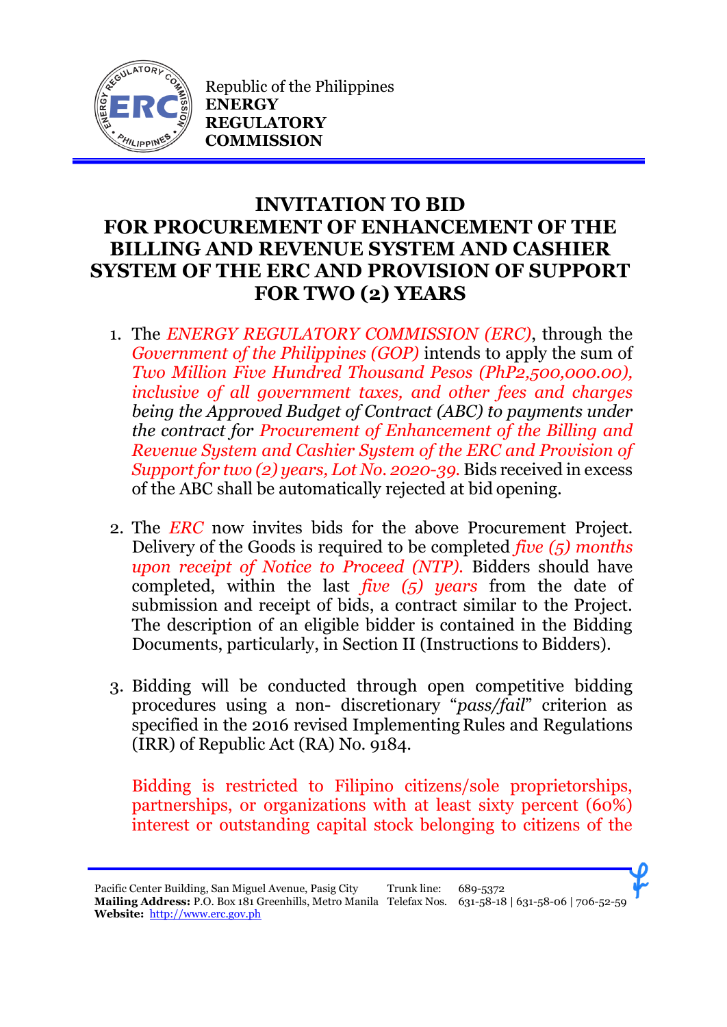Republic of the Philippines
**ENERGY REGULATORY COMMISSION**

# INVITATION TO BID FOR PROCUREMENT OF ENHANCEMENT OF THE BILLING AND REVENUE SYSTEM AND CASHIER SYSTEM OF THE ERC AND PROVISION OF SUPPORT FOR TWO (2) YEARS

1. The *ENERGY REGULATORY COMMISSION (ERC)*, through the *Government of the Philippines (GOP)* intends to apply the sum of *Two Million Five Hundred Thousand Pesos (PhP2,500,000.00), inclusive of all government taxes, and other fees and charges being the Approved Budget of Contract (ABC) to payments under the contract for Procurement of Enhancement of the Billing and Revenue System and Cashier System of the ERC and Provision of Support for two (2) years, Lot No. 2020-39.* Bids received in excess of the ABC shall be automatically rejected at bid opening.

2. The *ERC* now invites bids for the above Procurement Project. Delivery of the Goods is required to be completed *five (5) months upon receipt of Notice to Proceed (NTP).* Bidders should have completed, within the last *five (5) years* from the date of submission and receipt of bids, a contract similar to the Project. The description of an eligible bidder is contained in the Bidding Documents, particularly, in Section II (Instructions to Bidders).

3. Bidding will be conducted through open competitive bidding procedures using a non- discretionary "*pass/fail*" criterion as specified in the 2016 revised Implementing Rules and Regulations (IRR) of Republic Act (RA) No. 9184.

   Bidding is restricted to Filipino citizens/sole proprietorships, partnerships, or organizations with at least sixty percent (60%) interest or outstanding capital stock belonging to citizens of the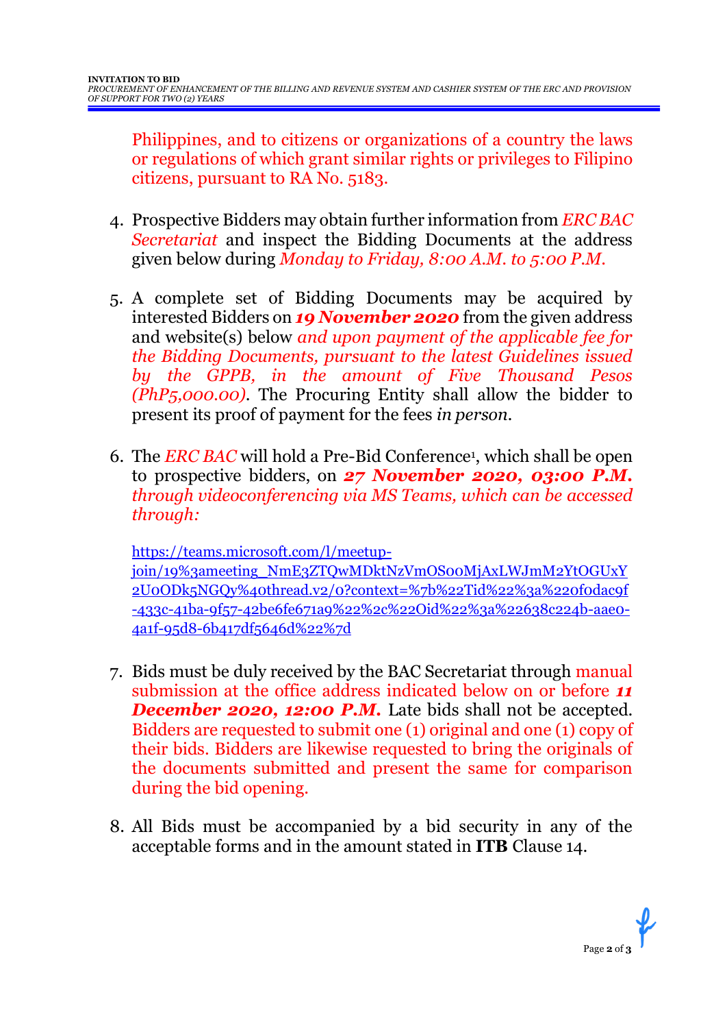Philippines, and to citizens or organizations of a country the laws or regulations of which grant similar rights or privileges to Filipino citizens, pursuant to RA No. 5183.

4. Prospective Bidders may obtain further information from *ERC BAC Secretariat* and inspect the Bidding Documents at the address given below during *Monday to Friday, 8:00 A.M. to 5:00 P.M.*

5. A complete set of Bidding Documents may be acquired by interested Bidders on ***19 November 2020*** from the given address and website(s) below *and upon payment of the applicable fee for the Bidding Documents, pursuant to the latest Guidelines issued by the GPPB, in the amount of Five Thousand Pesos (PhP5,000.00).* The Procuring Entity shall allow the bidder to present its proof of payment for the fees *in person.*

6. The *ERC BAC* will hold a Pre-Bid Conference[1], which shall be open to prospective bidders, on ***27 November 2020, 03:00 P.M.*** *through videoconferencing via MS Teams, which can be accessed through:*

   https://teams.microsoft.com/l/meetup-join/19%3ameeting_NmE3ZTQwMDktNzVmOS00MjAxLWJmM2YtOGUxY2U0ODk5NGQy%40thread.v2/0?context=%7b%22Tid%22%3a%220f0dac9f-433c-41ba-9f57-42be6fe671a9%22%2c%22Oid%22%3a%22638c224b-aae0-4a1f-95d8-6b417df5646d%22%7d

7. Bids must be duly received by the BAC Secretariat through manual submission at the office address indicated below on or before ***11 December 2020, 12:00 P.M.*** Late bids shall not be accepted. Bidders are requested to submit one (1) original and one (1) copy of their bids. Bidders are likewise requested to bring the originals of the documents submitted and present the same for comparison during the bid opening.

8. All Bids must be accompanied by a bid security in any of the acceptable forms and in the amount stated in **ITB** Clause 14.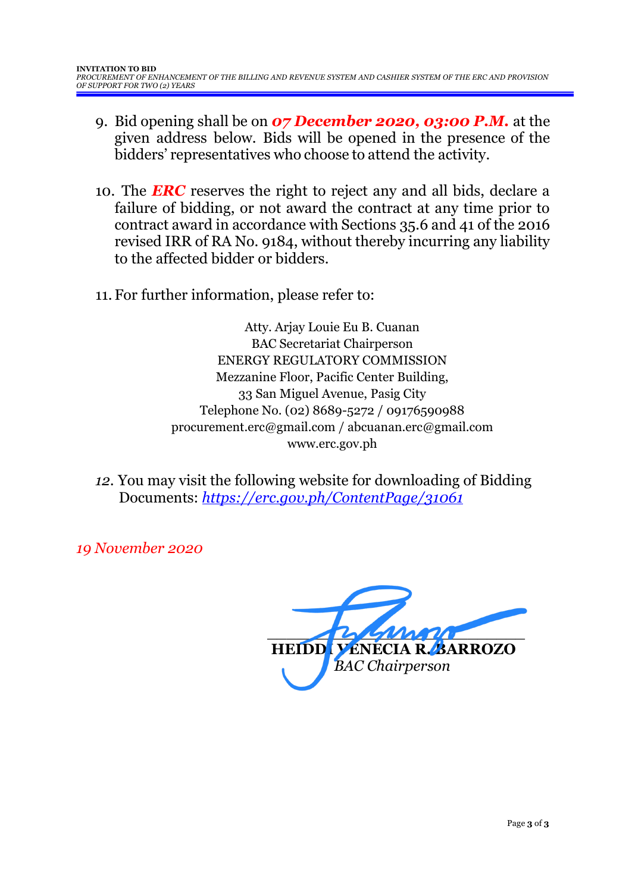9. Bid opening shall be on ***07 December 2020, 03:00 P.M.*** at the given address below. Bids will be opened in the presence of the bidders' representatives who choose to attend the activity.

10. The ***ERC*** reserves the right to reject any and all bids, declare a failure of bidding, or not award the contract at any time prior to contract award in accordance with Sections 35.6 and 41 of the 2016 revised IRR of RA No. 9184, without thereby incurring any liability to the affected bidder or bidders.

11. For further information, please refer to:

Atty. Arjay Louie Eu B. Cuanan
BAC Secretariat Chairperson
ENERGY REGULATORY COMMISSION
Mezzanine Floor, Pacific Center Building,
33 San Miguel Avenue, Pasig City
Telephone No. (02) 8689-5272 / 09176590988
procurement.erc@gmail.com / abcuanan.erc@gmail.com
www.erc.gov.ph

*12*. You may visit the following website for downloading of Bidding Documents: *https://erc.gov.ph/ContentPage/31061*

*19 November 2020*

**HEIDDI VENECIA R. BARROZO**
*BAC Chairperson*